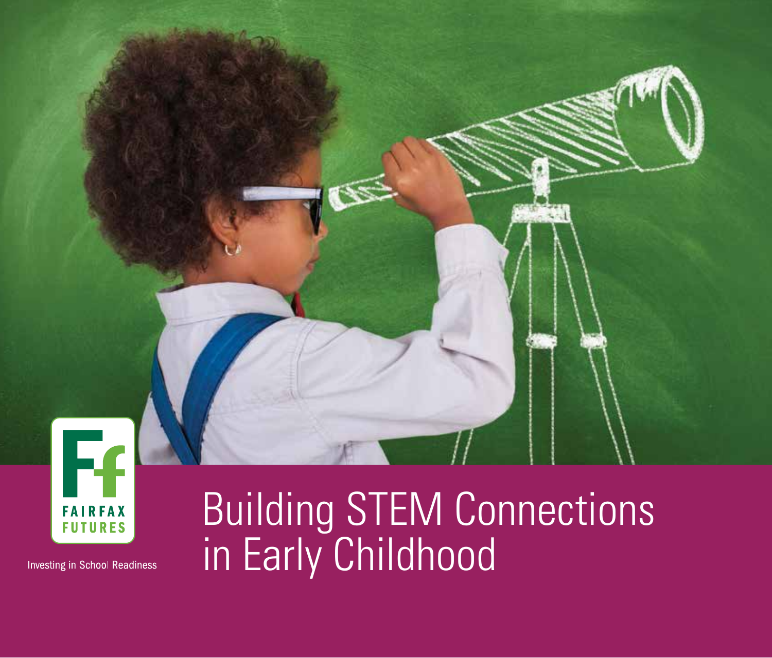FAIRFAX FUTURES

Investing in School Readiness

# Building STEM Connections in Early Childhood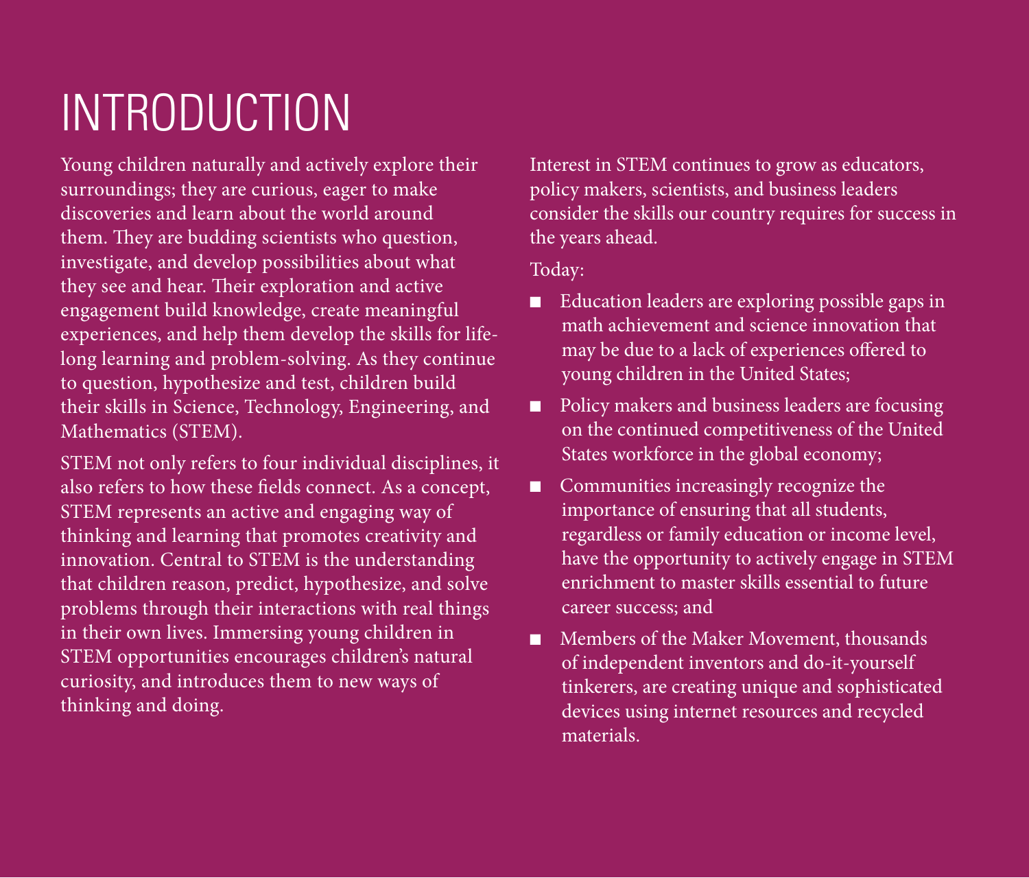# INTRODUCTION

Young children naturally and actively explore their surroundings; they are curious, eager to make discoveries and learn about the world around them. They are budding scientists who question, investigate, and develop possibilities about what they see and hear. Their exploration and active engagement build knowledge, create meaningful experiences, and help them develop the skills for life-long learning and problem-solving. As they continue to question, hypothesize and test, children build their skills in Science, Technology, Engineering, and Mathematics (STEM).

STEM not only refers to four individual disciplines, it also refers to how these fields connect. As a concept, STEM represents an active and engaging way of thinking and learning that promotes creativity and innovation. Central to STEM is the understanding that children reason, predict, hypothesize, and solve problems through their interactions with real things in their own lives. Immersing young children in STEM opportunities encourages children's natural curiosity, and introduces them to new ways of thinking and doing.

Interest in STEM continues to grow as educators, policy makers, scientists, and business leaders consider the skills our country requires for success in the years ahead.

Today:

- Education leaders are exploring possible gaps in math achievement and science innovation that may be due to a lack of experiences offered to young children in the United States;
- Policy makers and business leaders are focusing on the continued competitiveness of the United States workforce in the global economy;
- Communities increasingly recognize the importance of ensuring that all students, regardless or family education or income level, have the opportunity to actively engage in STEM enrichment to master skills essential to future career success; and
- Members of the Maker Movement, thousands of independent inventors and do-it-yourself tinkerers, are creating unique and sophisticated devices using internet resources and recycled materials.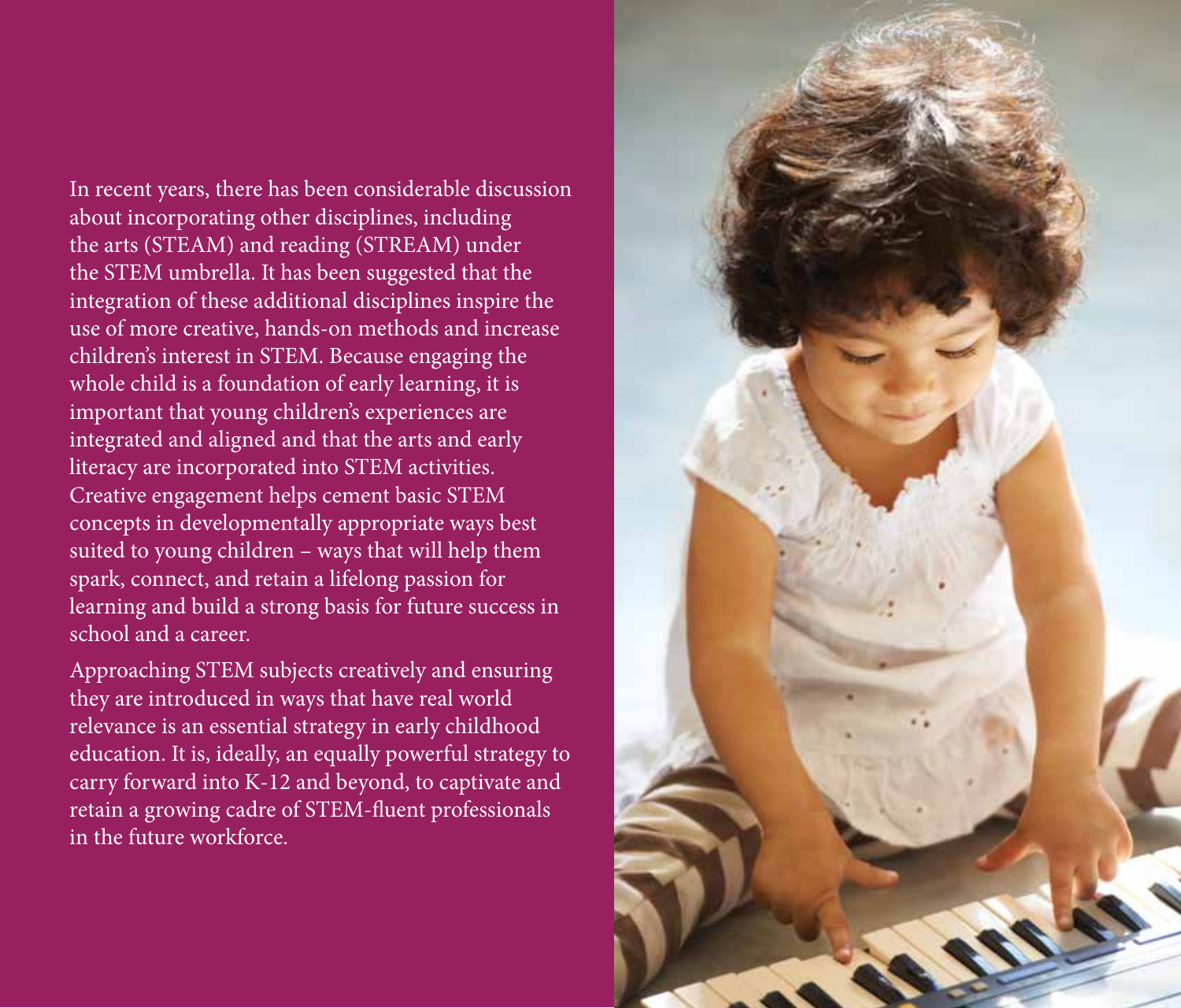In recent years, there has been considerable discussion about incorporating other disciplines, including the arts (STEAM) and reading (STREAM) under the STEM umbrella. It has been suggested that the integration of these additional disciplines inspire the use of more creative, hands-on methods and increase children's interest in STEM. Because engaging the whole child is a foundation of early learning, it is important that young children's experiences are integrated and aligned and that the arts and early literacy are incorporated into STEM activities. Creative engagement helps cement basic STEM concepts in developmentally appropriate ways best suited to young children – ways that will help them spark, connect, and retain a lifelong passion for learning and build a strong basis for future success in school and a career.

Approaching STEM subjects creatively and ensuring they are introduced in ways that have real world relevance is an essential strategy in early childhood education. It is, ideally, an equally powerful strategy to carry forward into K-12 and beyond, to captivate and retain a growing cadre of STEM-fluent professionals in the future workforce.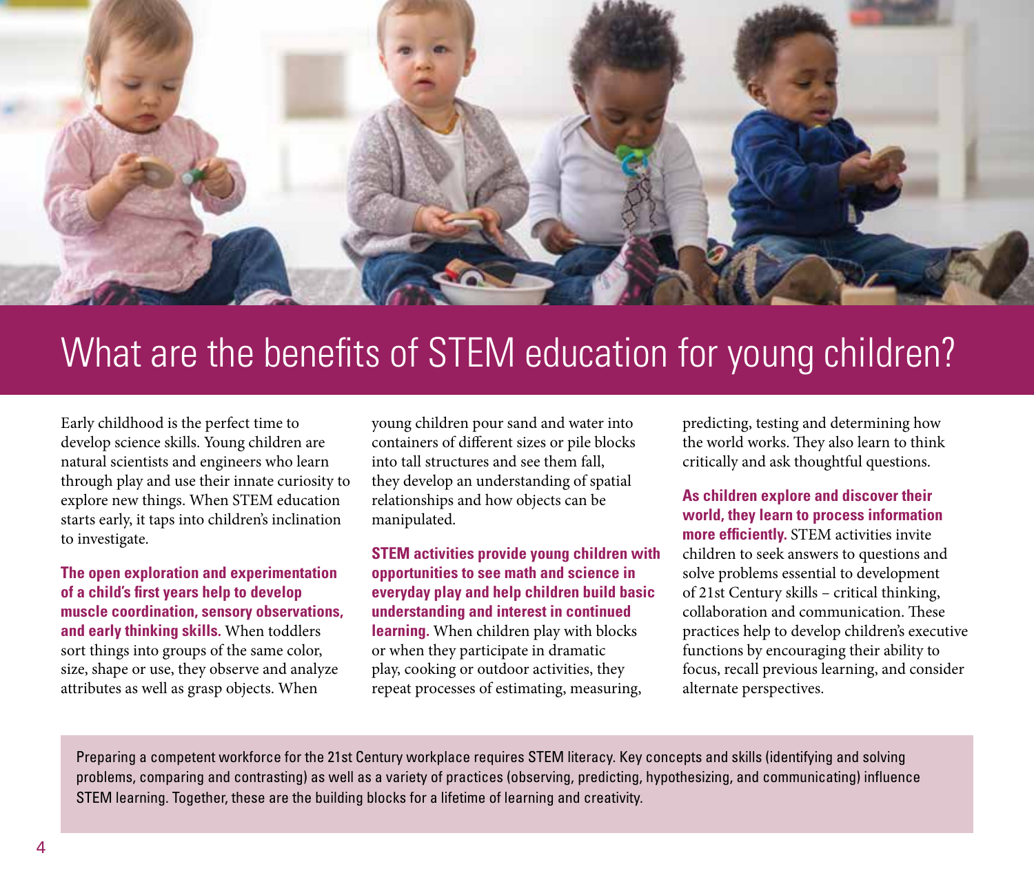# What are the benefits of STEM education for young children?

Early childhood is the perfect time to develop science skills. Young children are natural scientists and engineers who learn through play and use their innate curiosity to explore new things. When STEM education starts early, it taps into children's inclination to investigate.

**The open exploration and experimentation of a child's first years help to develop muscle coordination, sensory observations, and early thinking skills.** When toddlers sort things into groups of the same color, size, shape or use, they observe and analyze attributes as well as grasp objects. When young children pour sand and water into containers of different sizes or pile blocks into tall structures and see them fall, they develop an understanding of spatial relationships and how objects can be manipulated.

**STEM activities provide young children with opportunities to see math and science in everyday play and help children build basic understanding and interest in continued learning.** When children play with blocks or when they participate in dramatic play, cooking or outdoor activities, they repeat processes of estimating, measuring, predicting, testing and determining how the world works. They also learn to think critically and ask thoughtful questions.

**As children explore and discover their world, they learn to process information more efficiently.** STEM activities invite children to seek answers to questions and solve problems essential to development of 21st Century skills – critical thinking, collaboration and communication. These practices help to develop children's executive functions by encouraging their ability to focus, recall previous learning, and consider alternate perspectives.

Preparing a competent workforce for the 21st Century workplace requires STEM literacy. Key concepts and skills (identifying and solving problems, comparing and contrasting) as well as a variety of practices (observing, predicting, hypothesizing, and communicating) influence STEM learning. Together, these are the building blocks for a lifetime of learning and creativity.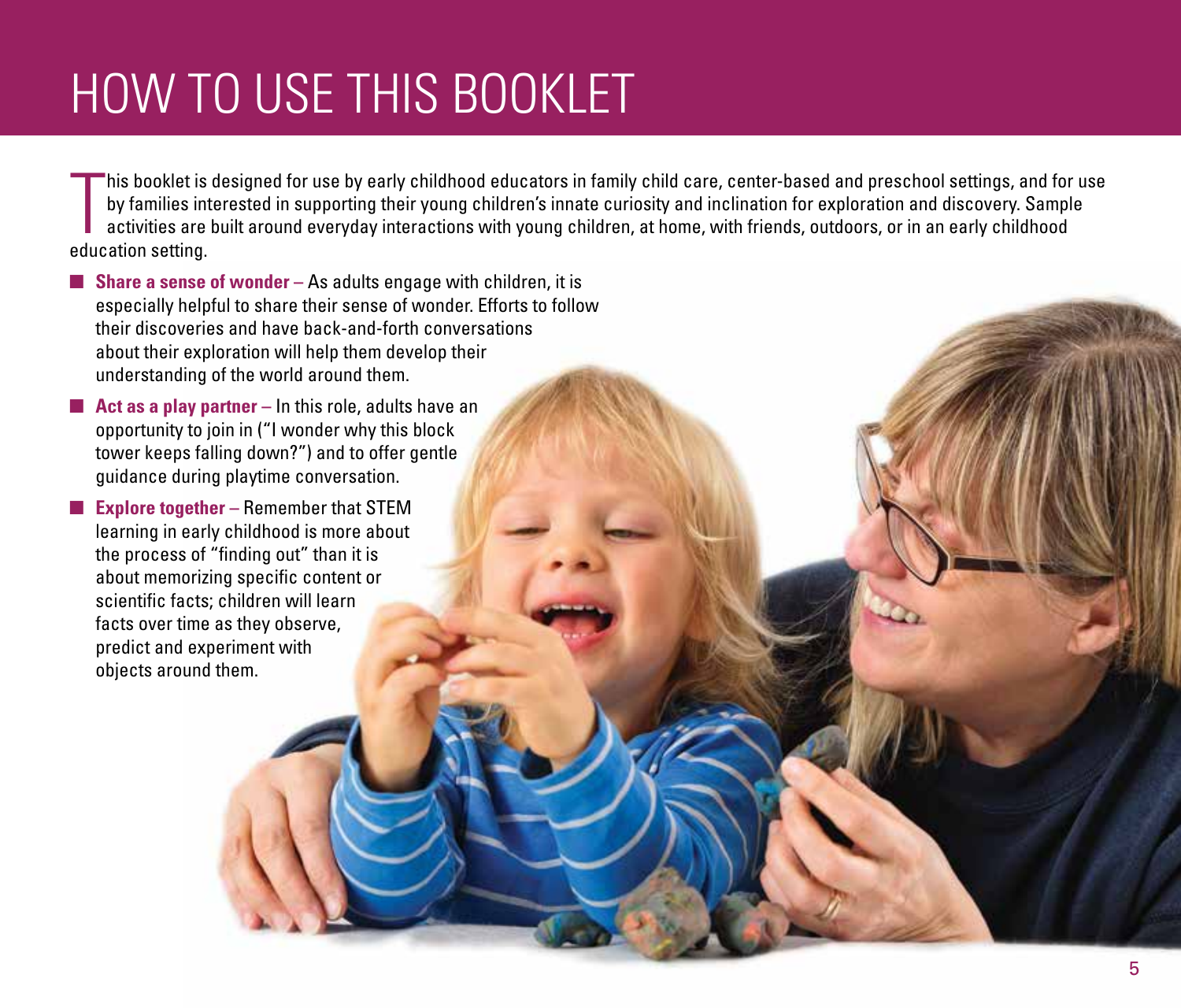# HOW TO USE THIS BOOKLET

This booklet is designed for use by early childhood educators in family child care, center-based and preschool settings, and for use by families interested in supporting their young children's innate curiosity and inclination for exploration and discovery. Sample activities are built around everyday interactions with young children, at home, with friends, outdoors, or in an early childhood education setting.

- **Share a sense of wonder –** As adults engage with children, it is especially helpful to share their sense of wonder. Efforts to follow their discoveries and have back-and-forth conversations about their exploration will help them develop their understanding of the world around them.
- **Act as a play partner –** In this role, adults have an opportunity to join in ("I wonder why this block tower keeps falling down?") and to offer gentle guidance during playtime conversation.
- **Explore together –** Remember that STEM learning in early childhood is more about the process of "finding out" than it is about memorizing specific content or scientific facts; children will learn facts over time as they observe, predict and experiment with objects around them.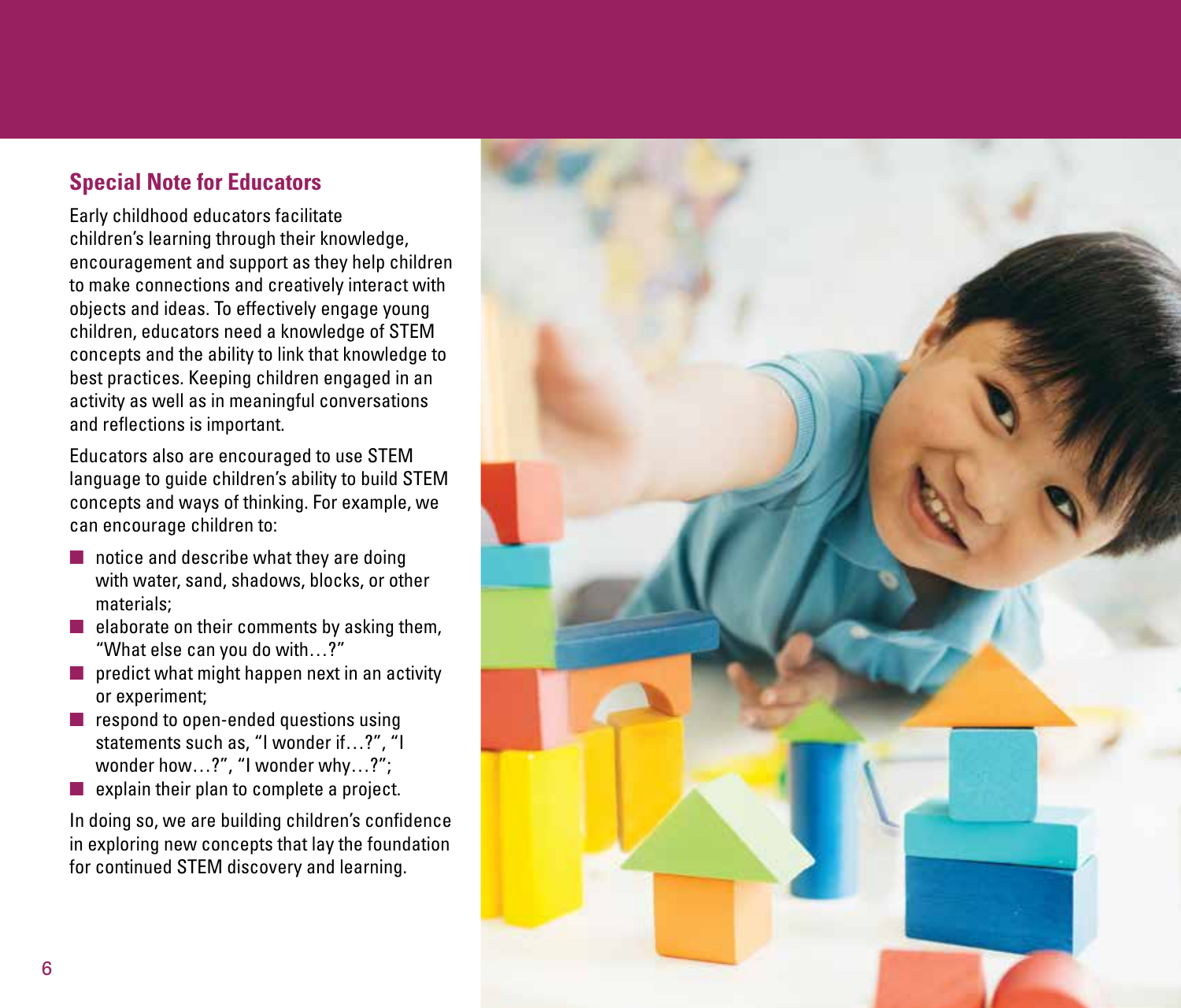## Special Note for Educators

Early childhood educators facilitate children's learning through their knowledge, encouragement and support as they help children to make connections and creatively interact with objects and ideas. To effectively engage young children, educators need a knowledge of STEM concepts and the ability to link that knowledge to best practices. Keeping children engaged in an activity as well as in meaningful conversations and reflections is important.

Educators also are encouraged to use STEM language to guide children's ability to build STEM concepts and ways of thinking. For example, we can encourage children to:

- notice and describe what they are doing with water, sand, shadows, blocks, or other materials;
- elaborate on their comments by asking them, "What else can you do with…?"
- predict what might happen next in an activity or experiment;
- respond to open-ended questions using statements such as, "I wonder if…?", "I wonder how…?", "I wonder why…?";
- explain their plan to complete a project.

In doing so, we are building children's confidence in exploring new concepts that lay the foundation for continued STEM discovery and learning.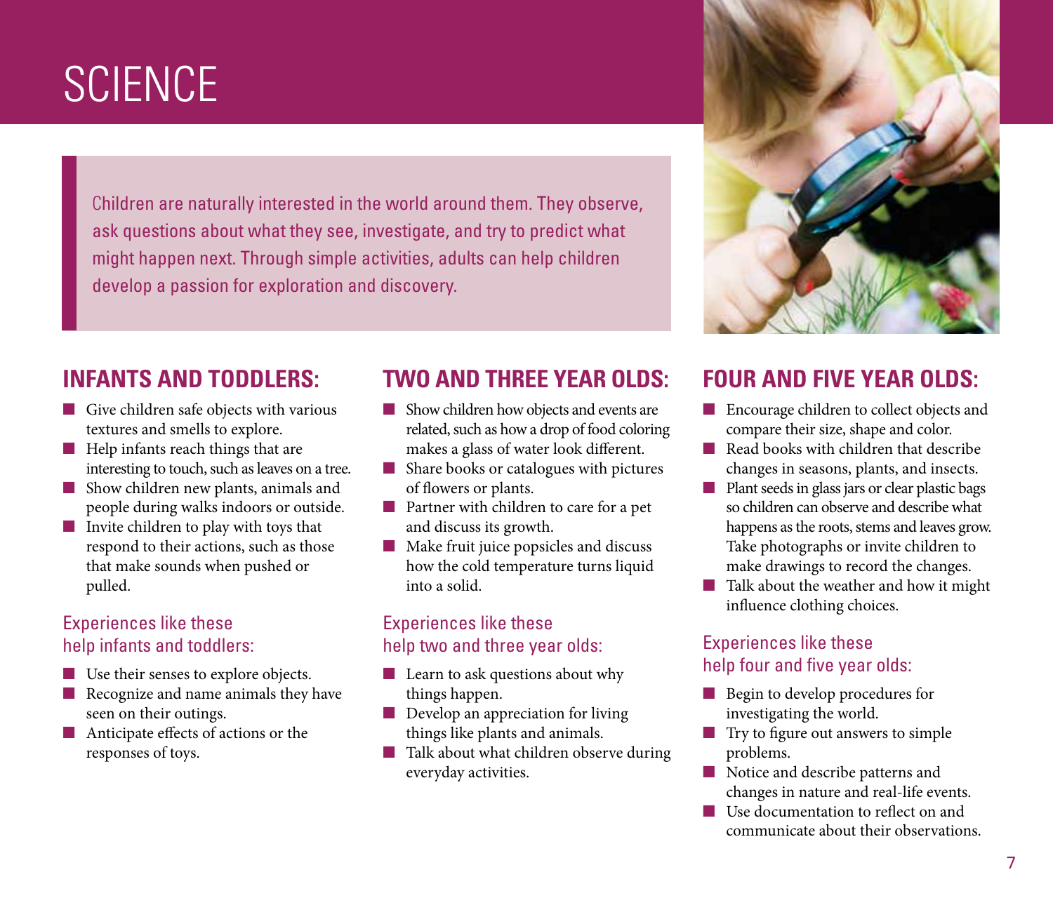# SCIENCE

Children are naturally interested in the world around them. They observe, ask questions about what they see, investigate, and try to predict what might happen next. Through simple activities, adults can help children develop a passion for exploration and discovery.

## INFANTS AND TODDLERS:

- Give children safe objects with various textures and smells to explore.
- Help infants reach things that are interesting to touch, such as leaves on a tree.
- Show children new plants, animals and people during walks indoors or outside.
- Invite children to play with toys that respond to their actions, such as those that make sounds when pushed or pulled.

### Experiences like these help infants and toddlers:

- Use their senses to explore objects.
- Recognize and name animals they have seen on their outings.
- Anticipate effects of actions or the responses of toys.

## TWO AND THREE YEAR OLDS:

- Show children how objects and events are related, such as how a drop of food coloring makes a glass of water look different.
- Share books or catalogues with pictures of flowers or plants.
- Partner with children to care for a pet and discuss its growth.
- Make fruit juice popsicles and discuss how the cold temperature turns liquid into a solid.

### Experiences like these help two and three year olds:

- Learn to ask questions about why things happen.
- Develop an appreciation for living things like plants and animals.
- Talk about what children observe during everyday activities.

## FOUR AND FIVE YEAR OLDS:

- Encourage children to collect objects and compare their size, shape and color.
- Read books with children that describe changes in seasons, plants, and insects.
- Plant seeds in glass jars or clear plastic bags so children can observe and describe what happens as the roots, stems and leaves grow. Take photographs or invite children to make drawings to record the changes.
- Talk about the weather and how it might influence clothing choices.

### Experiences like these help four and five year olds:

- Begin to develop procedures for investigating the world.
- Try to figure out answers to simple problems.
- Notice and describe patterns and changes in nature and real-life events.
- Use documentation to reflect on and communicate about their observations.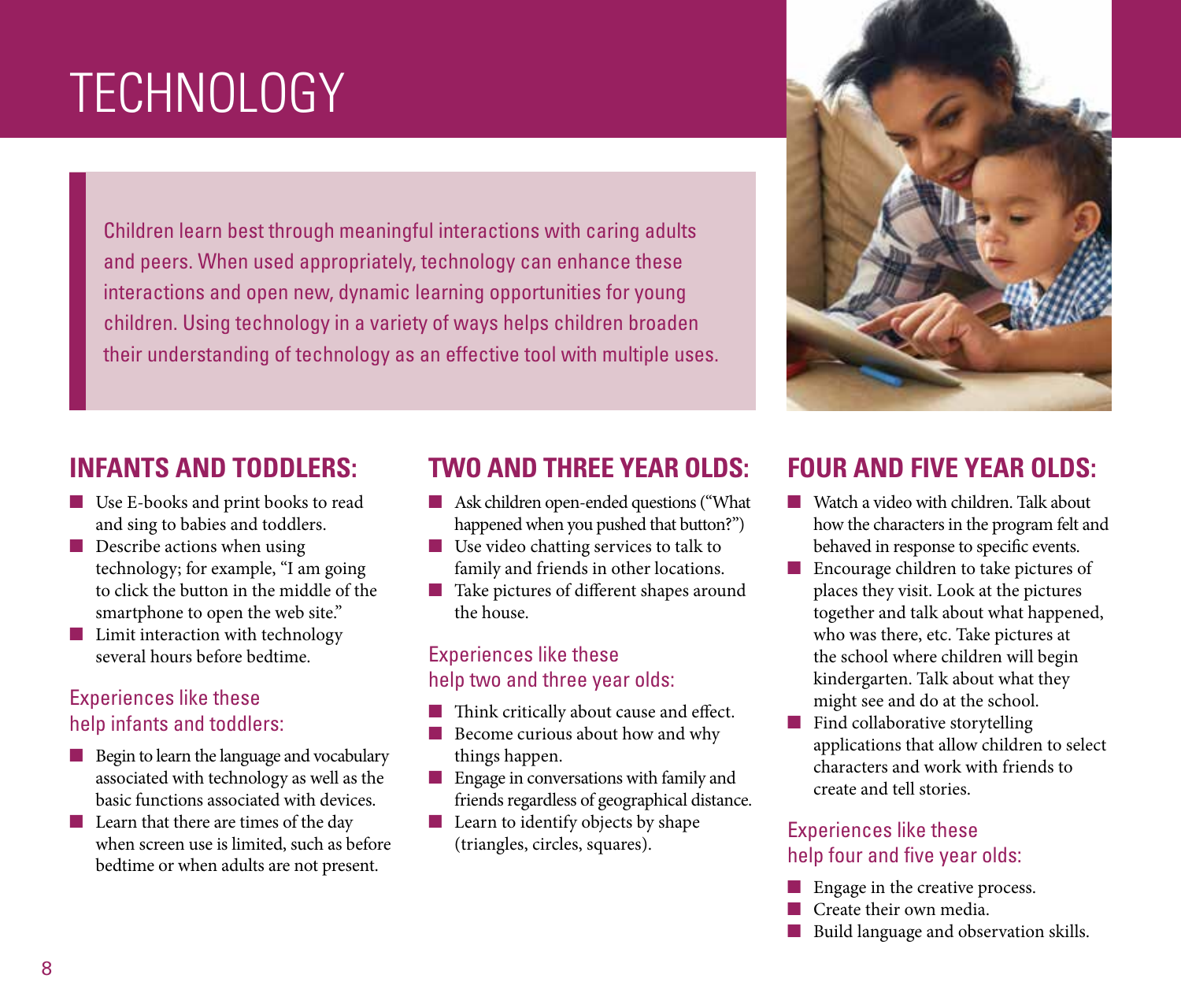# TECHNOLOGY

Children learn best through meaningful interactions with caring adults and peers. When used appropriately, technology can enhance these interactions and open new, dynamic learning opportunities for young children. Using technology in a variety of ways helps children broaden their understanding of technology as an effective tool with multiple uses.

## INFANTS AND TODDLERS:

- Use E-books and print books to read and sing to babies and toddlers.
- Describe actions when using technology; for example, "I am going to click the button in the middle of the smartphone to open the web site."
- Limit interaction with technology several hours before bedtime.

### Experiences like these help infants and toddlers:

- Begin to learn the language and vocabulary associated with technology as well as the basic functions associated with devices.
- Learn that there are times of the day when screen use is limited, such as before bedtime or when adults are not present.

## TWO AND THREE YEAR OLDS:

- Ask children open-ended questions ("What happened when you pushed that button?")
- Use video chatting services to talk to family and friends in other locations.
- Take pictures of different shapes around the house.

### Experiences like these help two and three year olds:

- Think critically about cause and effect.
- Become curious about how and why things happen.
- Engage in conversations with family and friends regardless of geographical distance.
- Learn to identify objects by shape (triangles, circles, squares).

## FOUR AND FIVE YEAR OLDS:

- Watch a video with children. Talk about how the characters in the program felt and behaved in response to specific events.
- Encourage children to take pictures of places they visit. Look at the pictures together and talk about what happened, who was there, etc. Take pictures at the school where children will begin kindergarten. Talk about what they might see and do at the school.
- Find collaborative storytelling applications that allow children to select characters and work with friends to create and tell stories.

### Experiences like these help four and five year olds:

- Engage in the creative process.
- Create their own media.
- Build language and observation skills.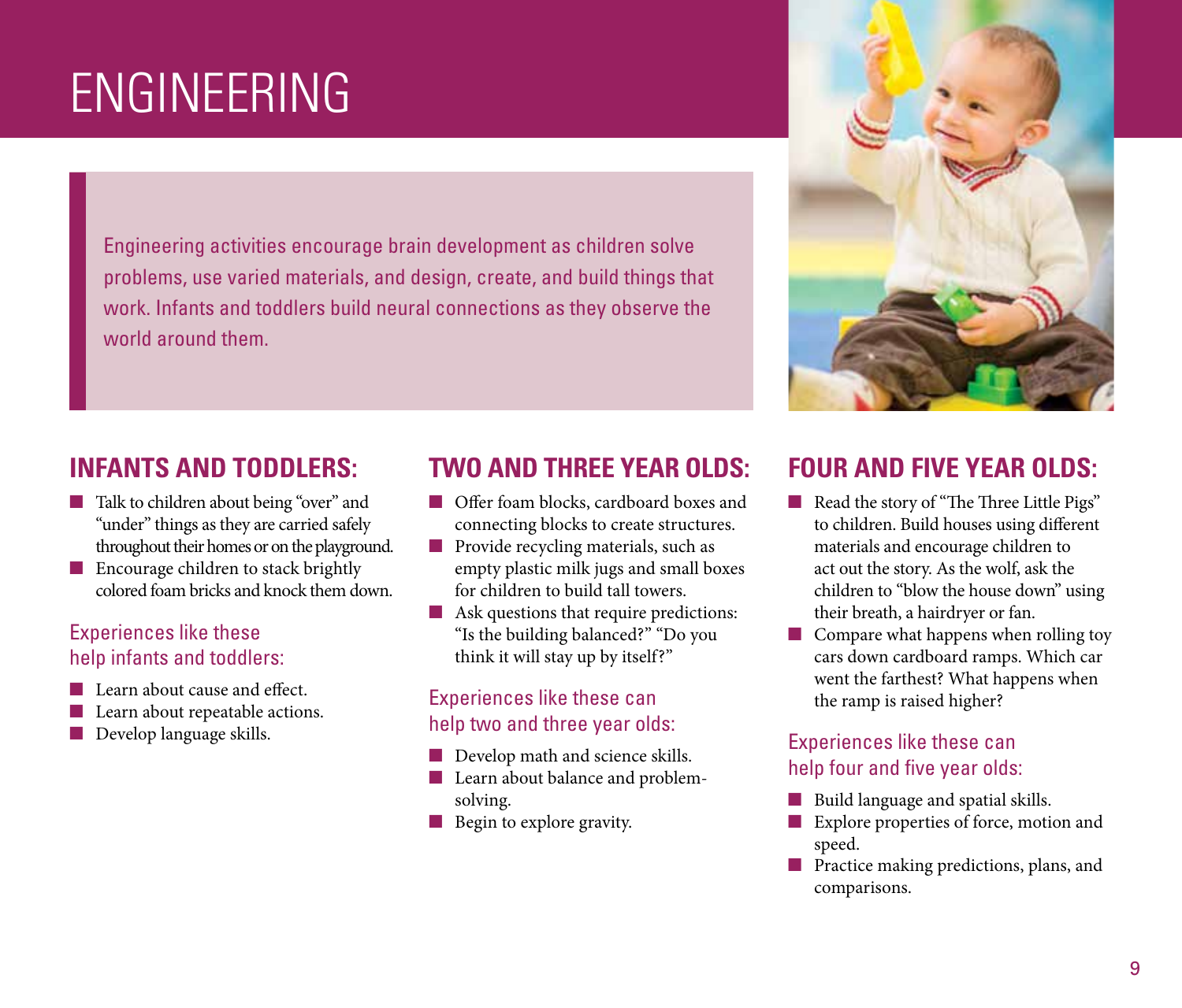# ENGINEERING

Engineering activities encourage brain development as children solve problems, use varied materials, and design, create, and build things that work. Infants and toddlers build neural connections as they observe the world around them.

## INFANTS AND TODDLERS:

- Talk to children about being "over" and "under" things as they are carried safely throughout their homes or on the playground.
- Encourage children to stack brightly colored foam bricks and knock them down.

### Experiences like these help infants and toddlers:

- Learn about cause and effect.
- Learn about repeatable actions.
- Develop language skills.

## TWO AND THREE YEAR OLDS:

- Offer foam blocks, cardboard boxes and connecting blocks to create structures.
- Provide recycling materials, such as empty plastic milk jugs and small boxes for children to build tall towers.
- Ask questions that require predictions: "Is the building balanced?" "Do you think it will stay up by itself?"

### Experiences like these can help two and three year olds:

- Develop math and science skills.
- Learn about balance and problem-solving.
- Begin to explore gravity.

## FOUR AND FIVE YEAR OLDS:

- Read the story of "The Three Little Pigs" to children. Build houses using different materials and encourage children to act out the story. As the wolf, ask the children to "blow the house down" using their breath, a hairdryer or fan.
- Compare what happens when rolling toy cars down cardboard ramps. Which car went the farthest? What happens when the ramp is raised higher?

### Experiences like these can help four and five year olds:

- Build language and spatial skills.
- Explore properties of force, motion and speed.
- Practice making predictions, plans, and comparisons.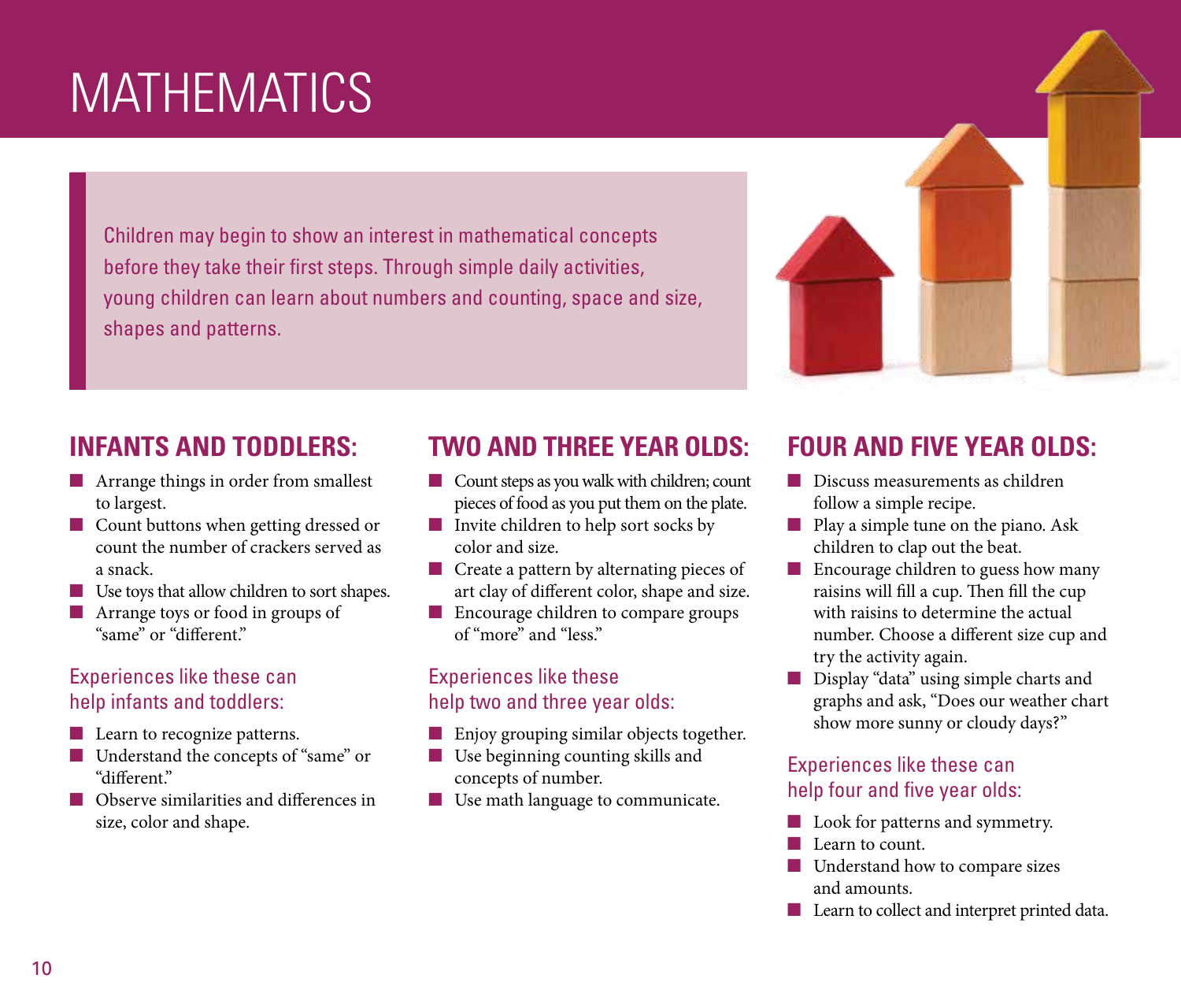# MATHEMATICS

Children may begin to show an interest in mathematical concepts before they take their first steps. Through simple daily activities, young children can learn about numbers and counting, space and size, shapes and patterns.

## INFANTS AND TODDLERS:

- Arrange things in order from smallest to largest.
- Count buttons when getting dressed or count the number of crackers served as a snack.
- Use toys that allow children to sort shapes.
- Arrange toys or food in groups of "same" or "different."

### Experiences like these can help infants and toddlers:

- Learn to recognize patterns.
- Understand the concepts of "same" or "different."
- Observe similarities and differences in size, color and shape.

## TWO AND THREE YEAR OLDS:

- Count steps as you walk with children; count pieces of food as you put them on the plate.
- Invite children to help sort socks by color and size.
- Create a pattern by alternating pieces of art clay of different color, shape and size.
- Encourage children to compare groups of "more" and "less."

### Experiences like these help two and three year olds:

- Enjoy grouping similar objects together.
- Use beginning counting skills and concepts of number.
- Use math language to communicate.

## FOUR AND FIVE YEAR OLDS:

- Discuss measurements as children follow a simple recipe.
- Play a simple tune on the piano. Ask children to clap out the beat.
- Encourage children to guess how many raisins will fill a cup. Then fill the cup with raisins to determine the actual number. Choose a different size cup and try the activity again.
- Display "data" using simple charts and graphs and ask, "Does our weather chart show more sunny or cloudy days?"

### Experiences like these can help four and five year olds:

- Look for patterns and symmetry.
- Learn to count.
- Understand how to compare sizes and amounts.
- Learn to collect and interpret printed data.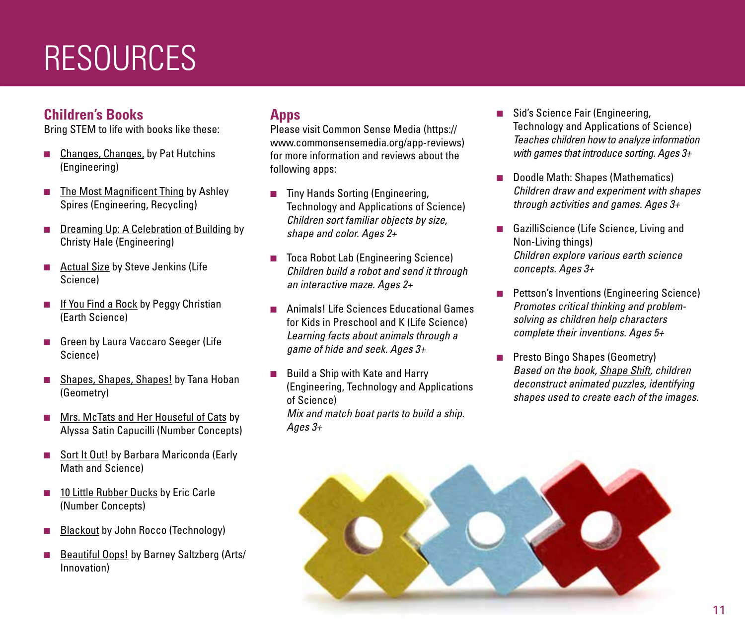# RESOURCES

## Children's Books

Bring STEM to life with books like these:

- Changes, Changes, by Pat Hutchins (Engineering)
- The Most Magnificent Thing by Ashley Spires (Engineering, Recycling)
- Dreaming Up: A Celebration of Building by Christy Hale (Engineering)
- Actual Size by Steve Jenkins (Life Science)
- If You Find a Rock by Peggy Christian (Earth Science)
- Green by Laura Vaccaro Seeger (Life Science)
- Shapes, Shapes, Shapes! by Tana Hoban (Geometry)
- Mrs. McTats and Her Houseful of Cats by Alyssa Satin Capucilli (Number Concepts)
- Sort It Out! by Barbara Mariconda (Early Math and Science)
- 10 Little Rubber Ducks by Eric Carle (Number Concepts)
- Blackout by John Rocco (Technology)
- Beautiful Oops! by Barney Saltzberg (Arts/ Innovation)

## Apps

Please visit Common Sense Media (https://www.commonsensemedia.org/app-reviews) for more information and reviews about the following apps:

- Tiny Hands Sorting (Engineering, Technology and Applications of Science)
  *Children sort familiar objects by size, shape and color. Ages 2+*
- Toca Robot Lab (Engineering Science)
  *Children build a robot and send it through an interactive maze. Ages 2+*
- Animals! Life Sciences Educational Games for Kids in Preschool and K (Life Science)
  *Learning facts about animals through a game of hide and seek. Ages 3+*
- Build a Ship with Kate and Harry (Engineering, Technology and Applications of Science)
  *Mix and match boat parts to build a ship. Ages 3+*
- Sid's Science Fair (Engineering, Technology and Applications of Science)
  *Teaches children how to analyze information with games that introduce sorting. Ages 3+*
- Doodle Math: Shapes (Mathematics)
  *Children draw and experiment with shapes through activities and games. Ages 3+*
- GazilliScience (Life Science, Living and Non-Living things)
  *Children explore various earth science concepts. Ages 3+*
- Pettson's Inventions (Engineering Science)
  *Promotes critical thinking and problem-solving as children help characters complete their inventions. Ages 5+*
- Presto Bingo Shapes (Geometry)
  *Based on the book, Shape Shift, children deconstruct animated puzzles, identifying shapes used to create each of the images.*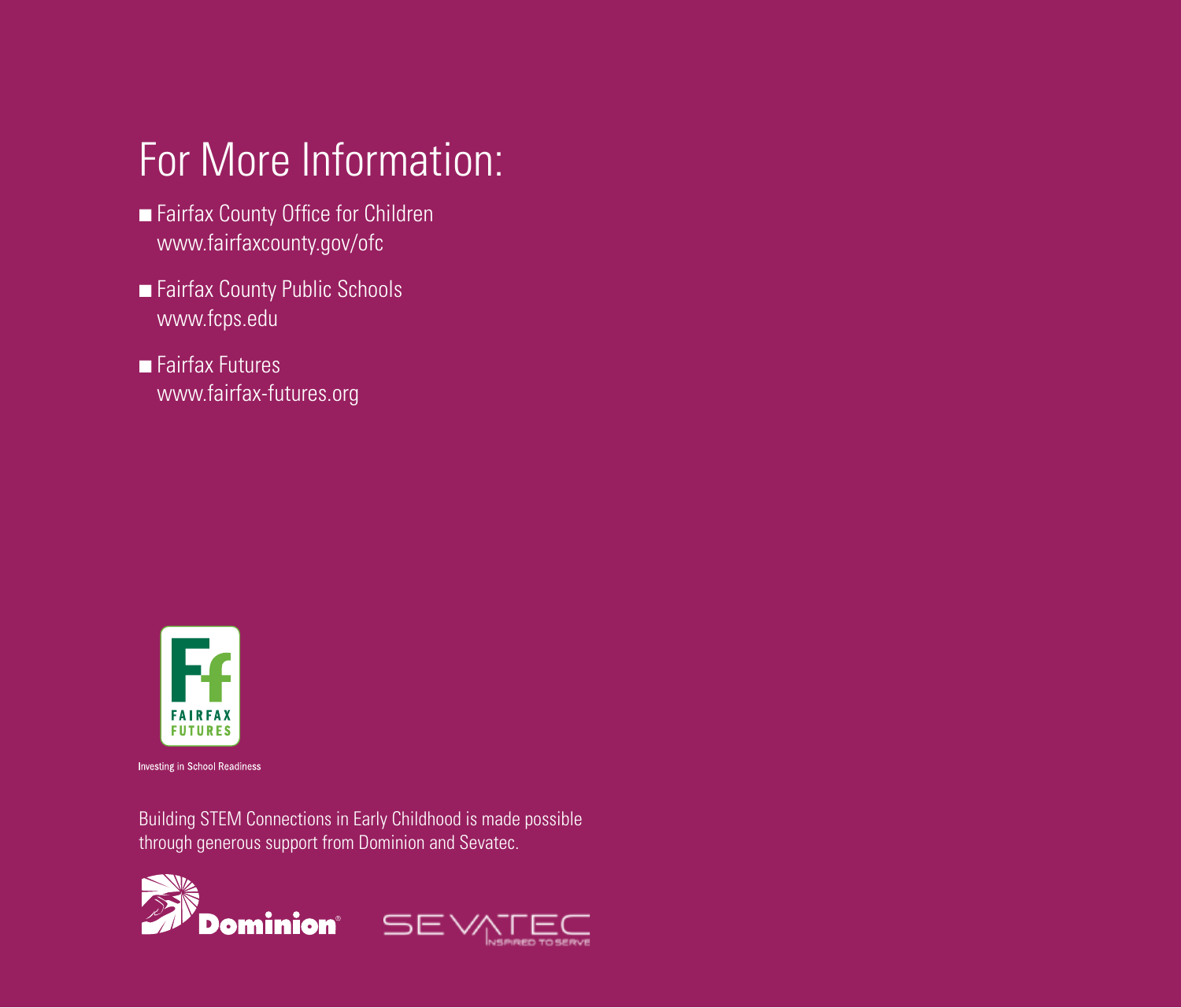# For More Information:

- Fairfax County Office for Children
  www.fairfaxcounty.gov/ofc
- Fairfax County Public Schools
  www.fcps.edu
- Fairfax Futures
  www.fairfax-futures.org

FAIRFAX FUTURES

Investing in School Readiness

Building STEM Connections in Early Childhood is made possible through generous support from Dominion and Sevatec.

Dominion

SEVATEC INSPIRED TO SERVE